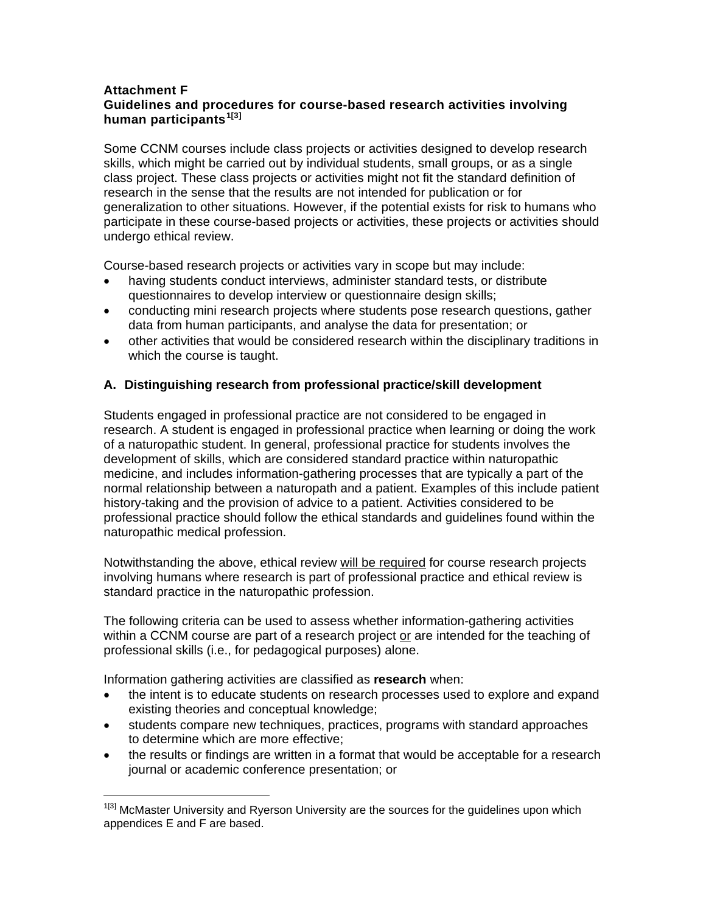**Attachment F**
**Guidelines and procedures for course-based research activities involving human participants**[1[3]]

Some CCNM courses include class projects or activities designed to develop research skills, which might be carried out by individual students, small groups, or as a single class project. These class projects or activities might not fit the standard definition of research in the sense that the results are not intended for publication or for generalization to other situations. However, if the potential exists for risk to humans who participate in these course-based projects or activities, these projects or activities should undergo ethical review.

Course-based research projects or activities vary in scope but may include:

- having students conduct interviews, administer standard tests, or distribute questionnaires to develop interview or questionnaire design skills;
- conducting mini research projects where students pose research questions, gather data from human participants, and analyse the data for presentation; or
- other activities that would be considered research within the disciplinary traditions in which the course is taught.

### A. Distinguishing research from professional practice/skill development

Students engaged in professional practice are not considered to be engaged in research. A student is engaged in professional practice when learning or doing the work of a naturopathic student. In general, professional practice for students involves the development of skills, which are considered standard practice within naturopathic medicine, and includes information-gathering processes that are typically a part of the normal relationship between a naturopath and a patient. Examples of this include patient history-taking and the provision of advice to a patient. Activities considered to be professional practice should follow the ethical standards and guidelines found within the naturopathic medical profession.

Notwithstanding the above, ethical review <u>will be required</u> for course research projects involving humans where research is part of professional practice and ethical review is standard practice in the naturopathic profession.

The following criteria can be used to assess whether information-gathering activities within a CCNM course are part of a research project <u>or</u> are intended for the teaching of professional skills (i.e., for pedagogical purposes) alone.

Information gathering activities are classified as **research** when:

- the intent is to educate students on research processes used to explore and expand existing theories and conceptual knowledge;
- students compare new techniques, practices, programs with standard approaches to determine which are more effective;
- the results or findings are written in a format that would be acceptable for a research journal or academic conference presentation; or

---

[1[3]] McMaster University and Ryerson University are the sources for the guidelines upon which appendices E and F are based.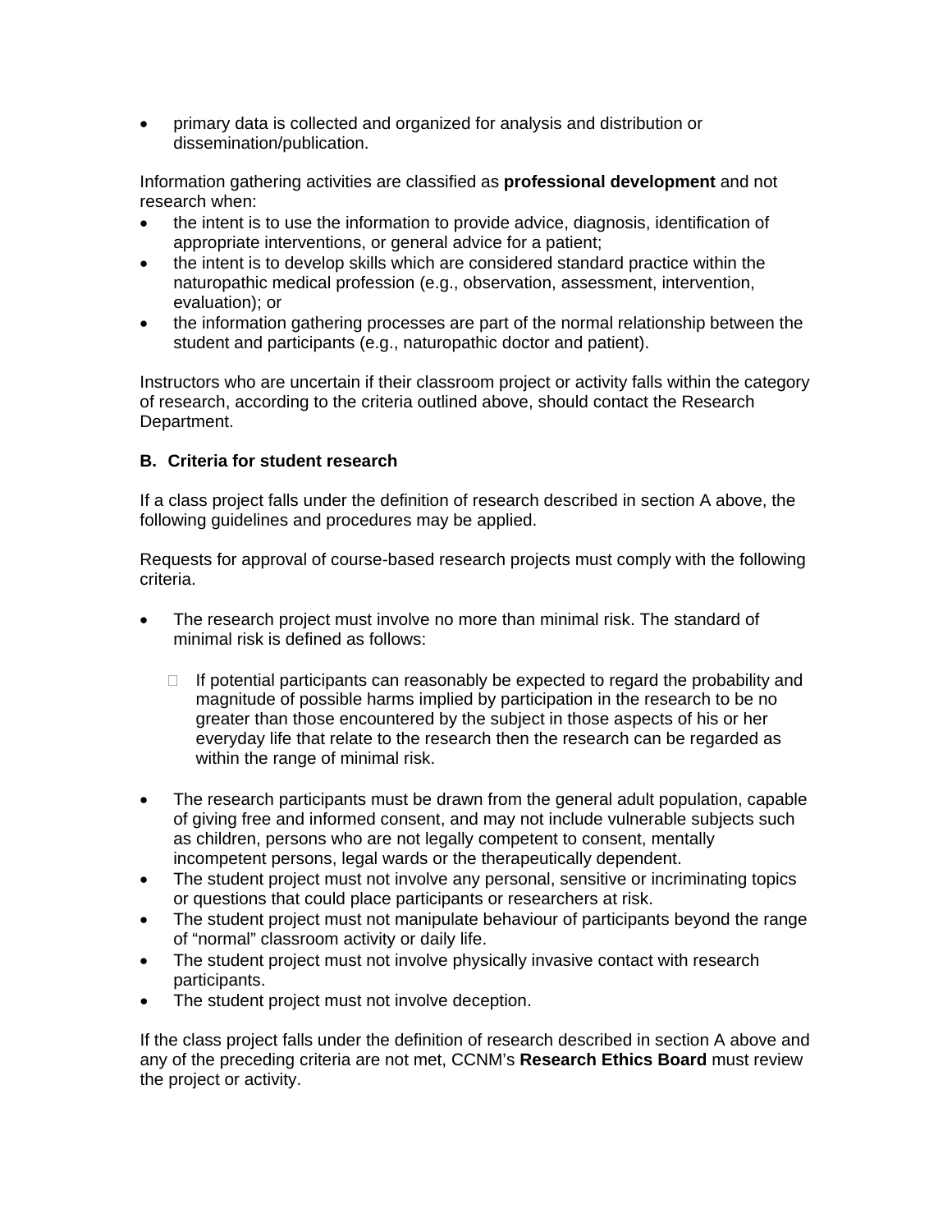- primary data is collected and organized for analysis and distribution or dissemination/publication.

Information gathering activities are classified as **professional development** and not research when:

- the intent is to use the information to provide advice, diagnosis, identification of appropriate interventions, or general advice for a patient;
- the intent is to develop skills which are considered standard practice within the naturopathic medical profession (e.g., observation, assessment, intervention, evaluation); or
- the information gathering processes are part of the normal relationship between the student and participants (e.g., naturopathic doctor and patient).

Instructors who are uncertain if their classroom project or activity falls within the category of research, according to the criteria outlined above, should contact the Research Department.

**B. Criteria for student research**

If a class project falls under the definition of research described in section A above, the following guidelines and procedures may be applied.

Requests for approval of course-based research projects must comply with the following criteria.

- The research project must involve no more than minimal risk. The standard of minimal risk is defined as follows:
  - If potential participants can reasonably be expected to regard the probability and magnitude of possible harms implied by participation in the research to be no greater than those encountered by the subject in those aspects of his or her everyday life that relate to the research then the research can be regarded as within the range of minimal risk.
- The research participants must be drawn from the general adult population, capable of giving free and informed consent, and may not include vulnerable subjects such as children, persons who are not legally competent to consent, mentally incompetent persons, legal wards or the therapeutically dependent.
- The student project must not involve any personal, sensitive or incriminating topics or questions that could place participants or researchers at risk.
- The student project must not manipulate behaviour of participants beyond the range of "normal" classroom activity or daily life.
- The student project must not involve physically invasive contact with research participants.
- The student project must not involve deception.

If the class project falls under the definition of research described in section A above and any of the preceding criteria are not met, CCNM's **Research Ethics Board** must review the project or activity.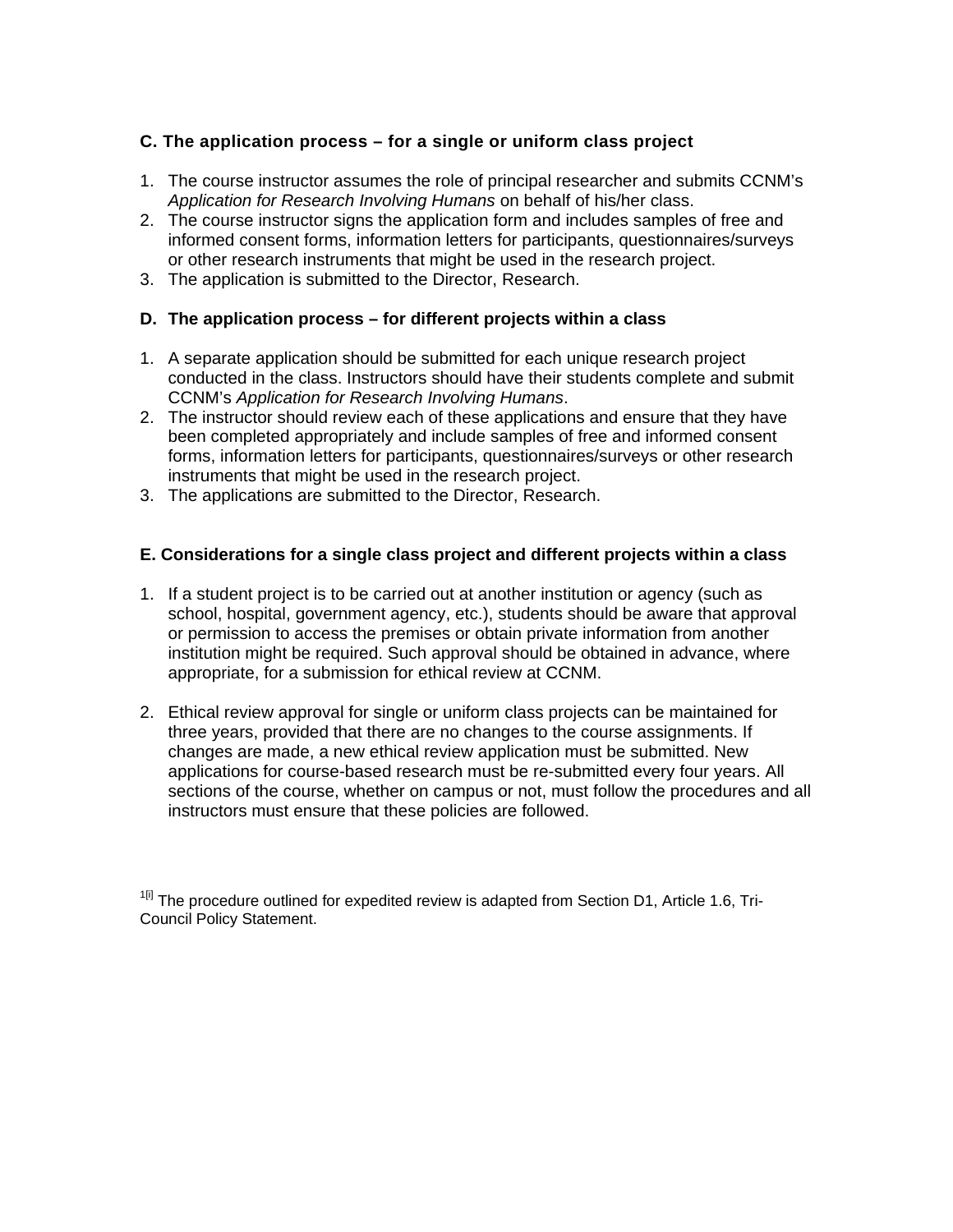### C. The application process – for a single or uniform class project

1. The course instructor assumes the role of principal researcher and submits CCNM's *Application for Research Involving Humans* on behalf of his/her class.
2. The course instructor signs the application form and includes samples of free and informed consent forms, information letters for participants, questionnaires/surveys or other research instruments that might be used in the research project.
3. The application is submitted to the Director, Research.

### D. The application process – for different projects within a class

1. A separate application should be submitted for each unique research project conducted in the class. Instructors should have their students complete and submit CCNM's *Application for Research Involving Humans*.
2. The instructor should review each of these applications and ensure that they have been completed appropriately and include samples of free and informed consent forms, information letters for participants, questionnaires/surveys or other research instruments that might be used in the research project.
3. The applications are submitted to the Director, Research.

### E. Considerations for a single class project and different projects within a class

1. If a student project is to be carried out at another institution or agency (such as school, hospital, government agency, etc.), students should be aware that approval or permission to access the premises or obtain private information from another institution might be required. Such approval should be obtained in advance, where appropriate, for a submission for ethical review at CCNM.

2. Ethical review approval for single or uniform class projects can be maintained for three years, provided that there are no changes to the course assignments. If changes are made, a new ethical review application must be submitted. New applications for course-based research must be re-submitted every four years. All sections of the course, whether on campus or not, must follow the procedures and all instructors must ensure that these policies are followed.

[1][i] The procedure outlined for expedited review is adapted from Section D1, Article 1.6, Tri-Council Policy Statement.